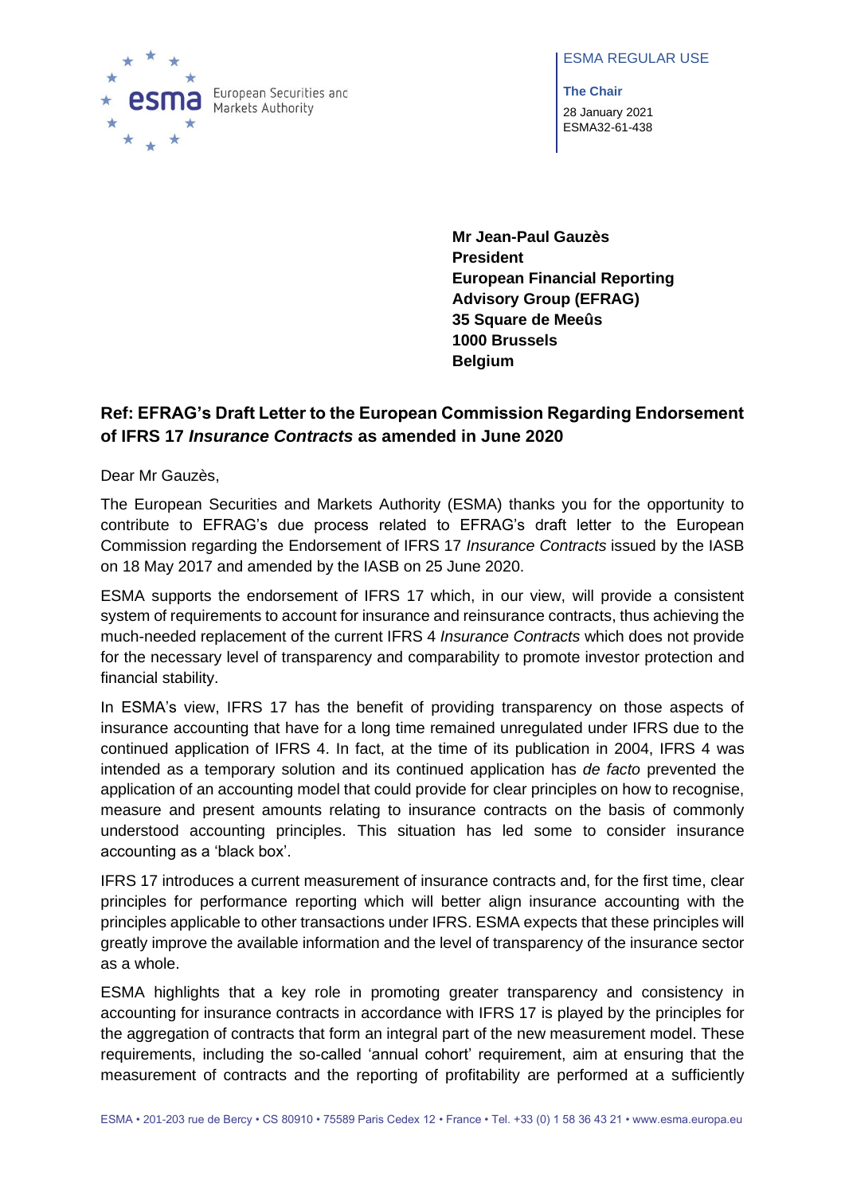European Securities and Markets Authority

ESMA REGULAR USE

**The Chair**
28 January 2021
ESMA32-61-438

**Mr Jean-Paul Gauzès**
**President**
**European Financial Reporting Advisory Group (EFRAG)**
**35 Square de Meeûs**
**1000 Brussels**
**Belgium**

## Ref: EFRAG's Draft Letter to the European Commission Regarding Endorsement of IFRS 17 *Insurance Contracts* as amended in June 2020

Dear Mr Gauzès,

The European Securities and Markets Authority (ESMA) thanks you for the opportunity to contribute to EFRAG's due process related to EFRAG's draft letter to the European Commission regarding the Endorsement of IFRS 17 *Insurance Contracts* issued by the IASB on 18 May 2017 and amended by the IASB on 25 June 2020.

ESMA supports the endorsement of IFRS 17 which, in our view, will provide a consistent system of requirements to account for insurance and reinsurance contracts, thus achieving the much-needed replacement of the current IFRS 4 *Insurance Contracts* which does not provide for the necessary level of transparency and comparability to promote investor protection and financial stability.

In ESMA's view, IFRS 17 has the benefit of providing transparency on those aspects of insurance accounting that have for a long time remained unregulated under IFRS due to the continued application of IFRS 4. In fact, at the time of its publication in 2004, IFRS 4 was intended as a temporary solution and its continued application has *de facto* prevented the application of an accounting model that could provide for clear principles on how to recognise, measure and present amounts relating to insurance contracts on the basis of commonly understood accounting principles. This situation has led some to consider insurance accounting as a 'black box'.

IFRS 17 introduces a current measurement of insurance contracts and, for the first time, clear principles for performance reporting which will better align insurance accounting with the principles applicable to other transactions under IFRS. ESMA expects that these principles will greatly improve the available information and the level of transparency of the insurance sector as a whole.

ESMA highlights that a key role in promoting greater transparency and consistency in accounting for insurance contracts in accordance with IFRS 17 is played by the principles for the aggregation of contracts that form an integral part of the new measurement model. These requirements, including the so-called 'annual cohort' requirement, aim at ensuring that the measurement of contracts and the reporting of profitability are performed at a sufficiently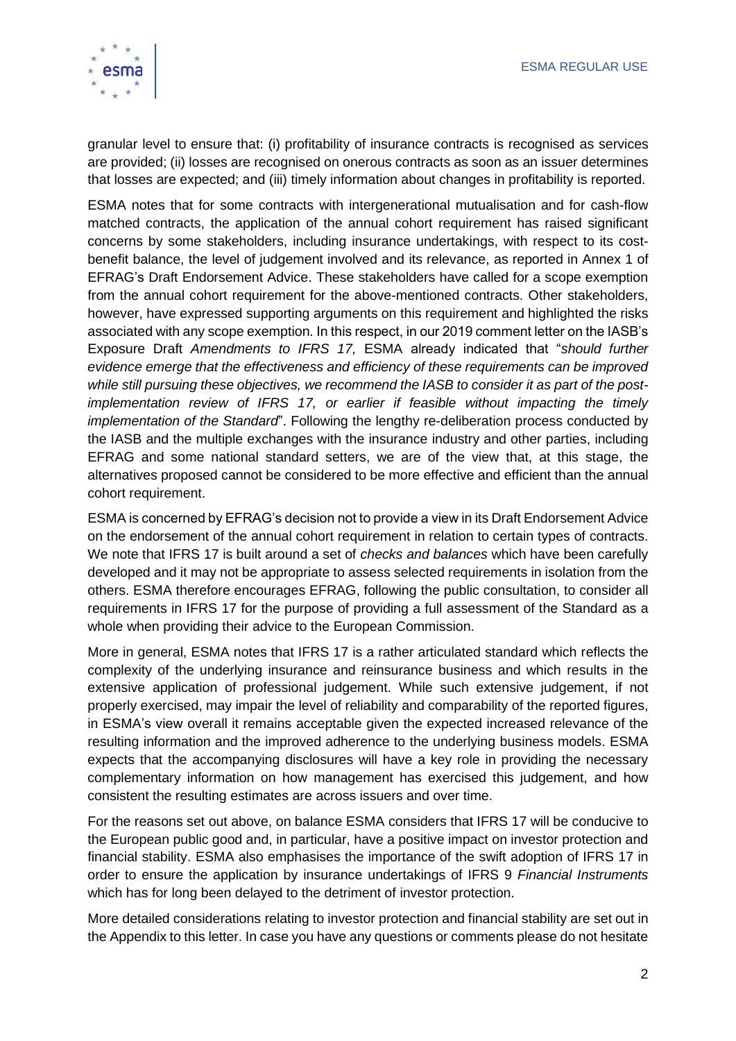granular level to ensure that: (i) profitability of insurance contracts is recognised as services are provided; (ii) losses are recognised on onerous contracts as soon as an issuer determines that losses are expected; and (iii) timely information about changes in profitability is reported.

ESMA notes that for some contracts with intergenerational mutualisation and for cash-flow matched contracts, the application of the annual cohort requirement has raised significant concerns by some stakeholders, including insurance undertakings, with respect to its cost-benefit balance, the level of judgement involved and its relevance, as reported in Annex 1 of EFRAG's Draft Endorsement Advice. These stakeholders have called for a scope exemption from the annual cohort requirement for the above-mentioned contracts. Other stakeholders, however, have expressed supporting arguments on this requirement and highlighted the risks associated with any scope exemption. In this respect, in our 2019 comment letter on the IASB's Exposure Draft *Amendments to IFRS 17,* ESMA already indicated that "*should further evidence emerge that the effectiveness and efficiency of these requirements can be improved while still pursuing these objectives, we recommend the IASB to consider it as part of the post-implementation review of IFRS 17, or earlier if feasible without impacting the timely implementation of the Standard*". Following the lengthy re-deliberation process conducted by the IASB and the multiple exchanges with the insurance industry and other parties, including EFRAG and some national standard setters, we are of the view that, at this stage, the alternatives proposed cannot be considered to be more effective and efficient than the annual cohort requirement.

ESMA is concerned by EFRAG's decision not to provide a view in its Draft Endorsement Advice on the endorsement of the annual cohort requirement in relation to certain types of contracts. We note that IFRS 17 is built around a set of *checks and balances* which have been carefully developed and it may not be appropriate to assess selected requirements in isolation from the others. ESMA therefore encourages EFRAG, following the public consultation, to consider all requirements in IFRS 17 for the purpose of providing a full assessment of the Standard as a whole when providing their advice to the European Commission.

More in general, ESMA notes that IFRS 17 is a rather articulated standard which reflects the complexity of the underlying insurance and reinsurance business and which results in the extensive application of professional judgement. While such extensive judgement, if not properly exercised, may impair the level of reliability and comparability of the reported figures, in ESMA's view overall it remains acceptable given the expected increased relevance of the resulting information and the improved adherence to the underlying business models. ESMA expects that the accompanying disclosures will have a key role in providing the necessary complementary information on how management has exercised this judgement, and how consistent the resulting estimates are across issuers and over time.

For the reasons set out above, on balance ESMA considers that IFRS 17 will be conducive to the European public good and, in particular, have a positive impact on investor protection and financial stability. ESMA also emphasises the importance of the swift adoption of IFRS 17 in order to ensure the application by insurance undertakings of IFRS 9 *Financial Instruments* which has for long been delayed to the detriment of investor protection.

More detailed considerations relating to investor protection and financial stability are set out in the Appendix to this letter. In case you have any questions or comments please do not hesitate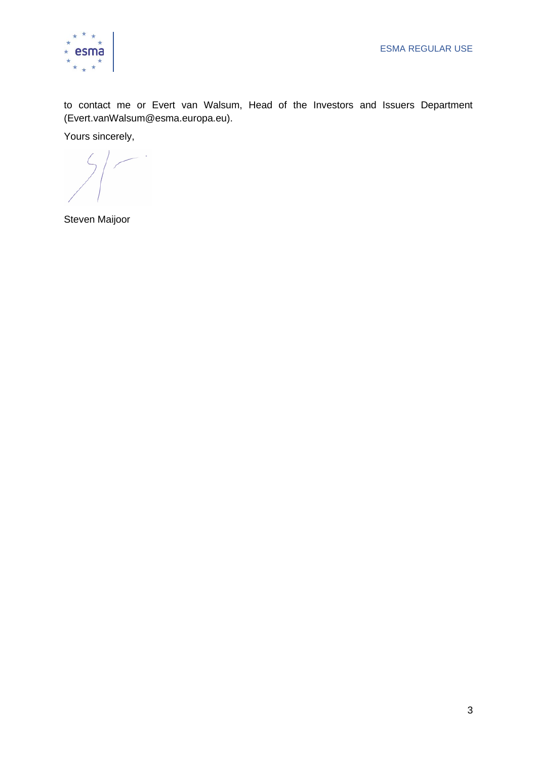to contact me or Evert van Walsum, Head of the Investors and Issuers Department (Evert.vanWalsum@esma.europa.eu).

Yours sincerely,

Steven Maijoor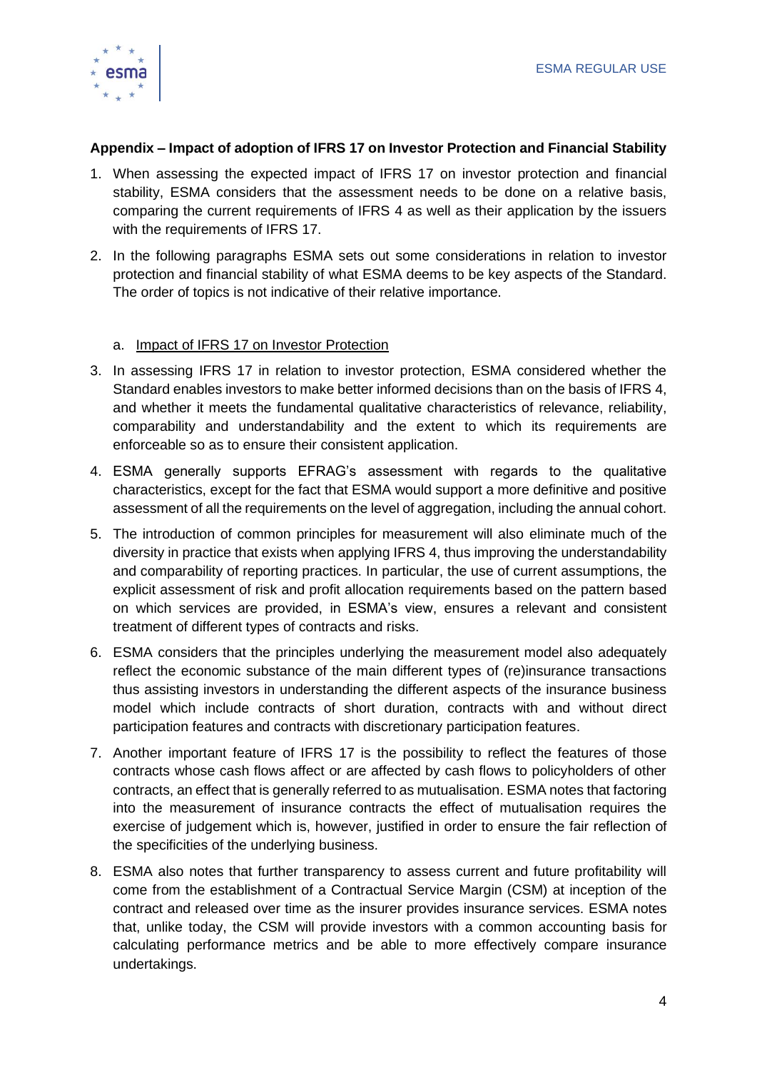**Appendix – Impact of adoption of IFRS 17 on Investor Protection and Financial Stability**

1. When assessing the expected impact of IFRS 17 on investor protection and financial stability, ESMA considers that the assessment needs to be done on a relative basis, comparing the current requirements of IFRS 4 as well as their application by the issuers with the requirements of IFRS 17.

2. In the following paragraphs ESMA sets out some considerations in relation to investor protection and financial stability of what ESMA deems to be key aspects of the Standard. The order of topics is not indicative of their relative importance.

   a. Impact of IFRS 17 on Investor Protection

3. In assessing IFRS 17 in relation to investor protection, ESMA considered whether the Standard enables investors to make better informed decisions than on the basis of IFRS 4, and whether it meets the fundamental qualitative characteristics of relevance, reliability, comparability and understandability and the extent to which its requirements are enforceable so as to ensure their consistent application.

4. ESMA generally supports EFRAG's assessment with regards to the qualitative characteristics, except for the fact that ESMA would support a more definitive and positive assessment of all the requirements on the level of aggregation, including the annual cohort.

5. The introduction of common principles for measurement will also eliminate much of the diversity in practice that exists when applying IFRS 4, thus improving the understandability and comparability of reporting practices. In particular, the use of current assumptions, the explicit assessment of risk and profit allocation requirements based on the pattern based on which services are provided, in ESMA's view, ensures a relevant and consistent treatment of different types of contracts and risks.

6. ESMA considers that the principles underlying the measurement model also adequately reflect the economic substance of the main different types of (re)insurance transactions thus assisting investors in understanding the different aspects of the insurance business model which include contracts of short duration, contracts with and without direct participation features and contracts with discretionary participation features.

7. Another important feature of IFRS 17 is the possibility to reflect the features of those contracts whose cash flows affect or are affected by cash flows to policyholders of other contracts, an effect that is generally referred to as mutualisation. ESMA notes that factoring into the measurement of insurance contracts the effect of mutualisation requires the exercise of judgement which is, however, justified in order to ensure the fair reflection of the specificities of the underlying business.

8. ESMA also notes that further transparency to assess current and future profitability will come from the establishment of a Contractual Service Margin (CSM) at inception of the contract and released over time as the insurer provides insurance services. ESMA notes that, unlike today, the CSM will provide investors with a common accounting basis for calculating performance metrics and be able to more effectively compare insurance undertakings.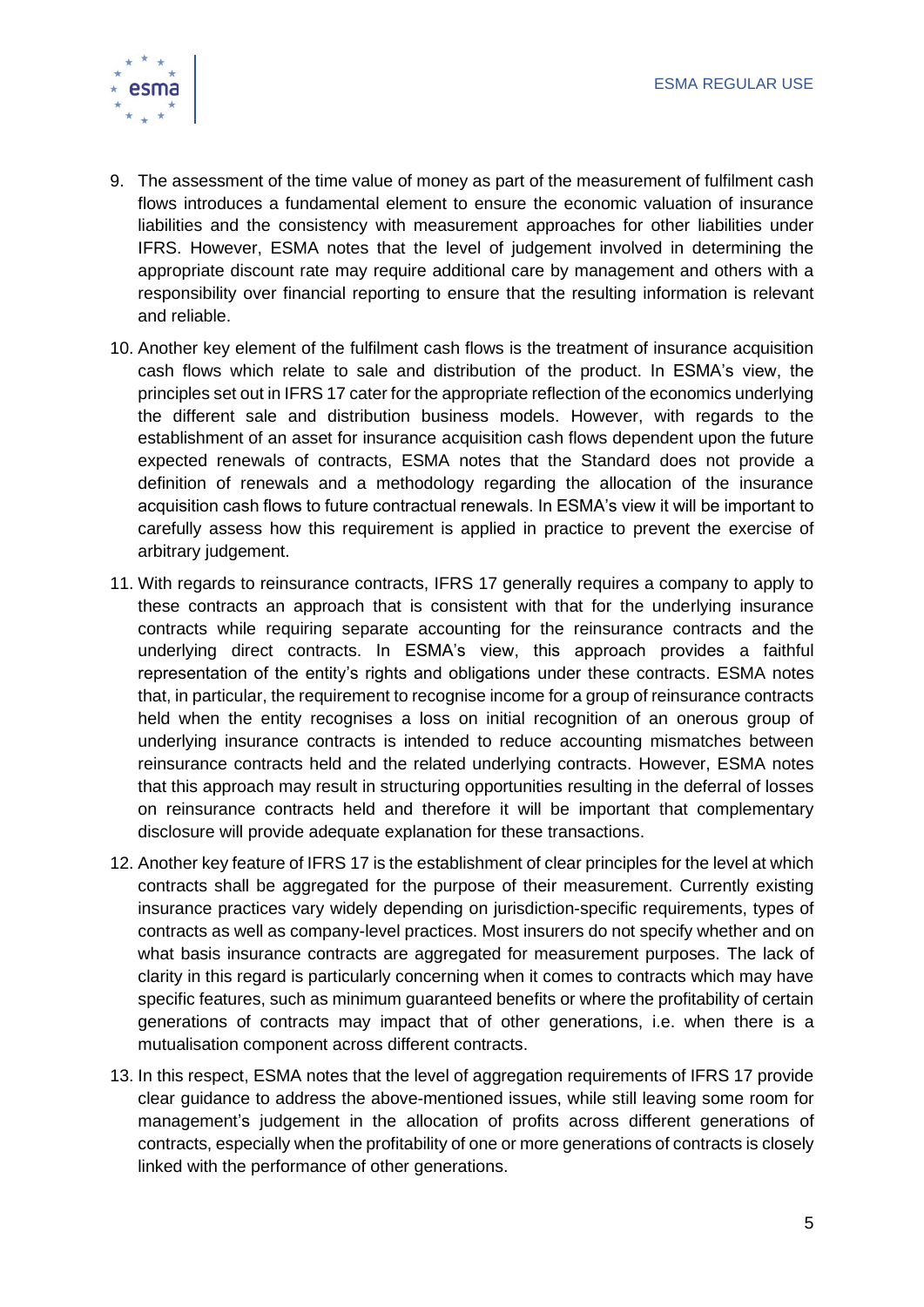9. The assessment of the time value of money as part of the measurement of fulfilment cash flows introduces a fundamental element to ensure the economic valuation of insurance liabilities and the consistency with measurement approaches for other liabilities under IFRS. However, ESMA notes that the level of judgement involved in determining the appropriate discount rate may require additional care by management and others with a responsibility over financial reporting to ensure that the resulting information is relevant and reliable.

10. Another key element of the fulfilment cash flows is the treatment of insurance acquisition cash flows which relate to sale and distribution of the product. In ESMA's view, the principles set out in IFRS 17 cater for the appropriate reflection of the economics underlying the different sale and distribution business models. However, with regards to the establishment of an asset for insurance acquisition cash flows dependent upon the future expected renewals of contracts, ESMA notes that the Standard does not provide a definition of renewals and a methodology regarding the allocation of the insurance acquisition cash flows to future contractual renewals. In ESMA's view it will be important to carefully assess how this requirement is applied in practice to prevent the exercise of arbitrary judgement.

11. With regards to reinsurance contracts, IFRS 17 generally requires a company to apply to these contracts an approach that is consistent with that for the underlying insurance contracts while requiring separate accounting for the reinsurance contracts and the underlying direct contracts. In ESMA's view, this approach provides a faithful representation of the entity's rights and obligations under these contracts. ESMA notes that, in particular, the requirement to recognise income for a group of reinsurance contracts held when the entity recognises a loss on initial recognition of an onerous group of underlying insurance contracts is intended to reduce accounting mismatches between reinsurance contracts held and the related underlying contracts. However, ESMA notes that this approach may result in structuring opportunities resulting in the deferral of losses on reinsurance contracts held and therefore it will be important that complementary disclosure will provide adequate explanation for these transactions.

12. Another key feature of IFRS 17 is the establishment of clear principles for the level at which contracts shall be aggregated for the purpose of their measurement. Currently existing insurance practices vary widely depending on jurisdiction-specific requirements, types of contracts as well as company-level practices. Most insurers do not specify whether and on what basis insurance contracts are aggregated for measurement purposes. The lack of clarity in this regard is particularly concerning when it comes to contracts which may have specific features, such as minimum guaranteed benefits or where the profitability of certain generations of contracts may impact that of other generations, i.e. when there is a mutualisation component across different contracts.

13. In this respect, ESMA notes that the level of aggregation requirements of IFRS 17 provide clear guidance to address the above-mentioned issues, while still leaving some room for management's judgement in the allocation of profits across different generations of contracts, especially when the profitability of one or more generations of contracts is closely linked with the performance of other generations.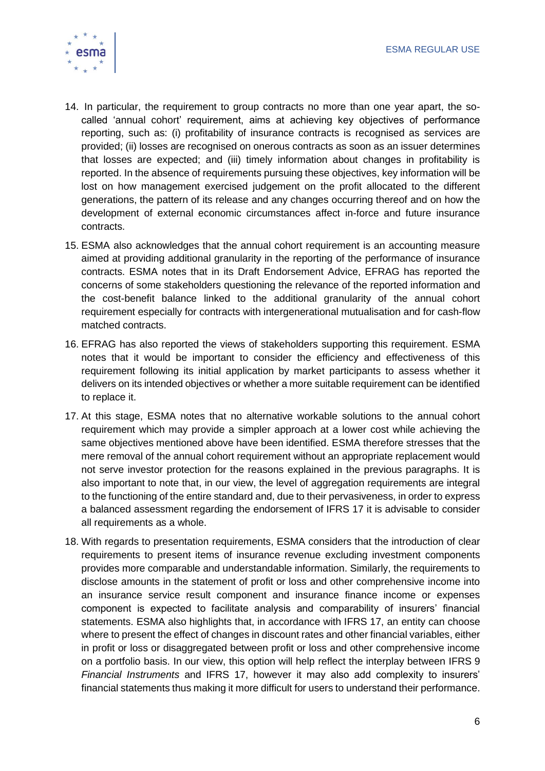14. In particular, the requirement to group contracts no more than one year apart, the so-called 'annual cohort' requirement, aims at achieving key objectives of performance reporting, such as: (i) profitability of insurance contracts is recognised as services are provided; (ii) losses are recognised on onerous contracts as soon as an issuer determines that losses are expected; and (iii) timely information about changes in profitability is reported. In the absence of requirements pursuing these objectives, key information will be lost on how management exercised judgement on the profit allocated to the different generations, the pattern of its release and any changes occurring thereof and on how the development of external economic circumstances affect in-force and future insurance contracts.

15. ESMA also acknowledges that the annual cohort requirement is an accounting measure aimed at providing additional granularity in the reporting of the performance of insurance contracts. ESMA notes that in its Draft Endorsement Advice, EFRAG has reported the concerns of some stakeholders questioning the relevance of the reported information and the cost-benefit balance linked to the additional granularity of the annual cohort requirement especially for contracts with intergenerational mutualisation and for cash-flow matched contracts.

16. EFRAG has also reported the views of stakeholders supporting this requirement. ESMA notes that it would be important to consider the efficiency and effectiveness of this requirement following its initial application by market participants to assess whether it delivers on its intended objectives or whether a more suitable requirement can be identified to replace it.

17. At this stage, ESMA notes that no alternative workable solutions to the annual cohort requirement which may provide a simpler approach at a lower cost while achieving the same objectives mentioned above have been identified. ESMA therefore stresses that the mere removal of the annual cohort requirement without an appropriate replacement would not serve investor protection for the reasons explained in the previous paragraphs. It is also important to note that, in our view, the level of aggregation requirements are integral to the functioning of the entire standard and, due to their pervasiveness, in order to express a balanced assessment regarding the endorsement of IFRS 17 it is advisable to consider all requirements as a whole.

18. With regards to presentation requirements, ESMA considers that the introduction of clear requirements to present items of insurance revenue excluding investment components provides more comparable and understandable information. Similarly, the requirements to disclose amounts in the statement of profit or loss and other comprehensive income into an insurance service result component and insurance finance income or expenses component is expected to facilitate analysis and comparability of insurers' financial statements. ESMA also highlights that, in accordance with IFRS 17, an entity can choose where to present the effect of changes in discount rates and other financial variables, either in profit or loss or disaggregated between profit or loss and other comprehensive income on a portfolio basis. In our view, this option will help reflect the interplay between IFRS 9 *Financial Instruments* and IFRS 17, however it may also add complexity to insurers' financial statements thus making it more difficult for users to understand their performance.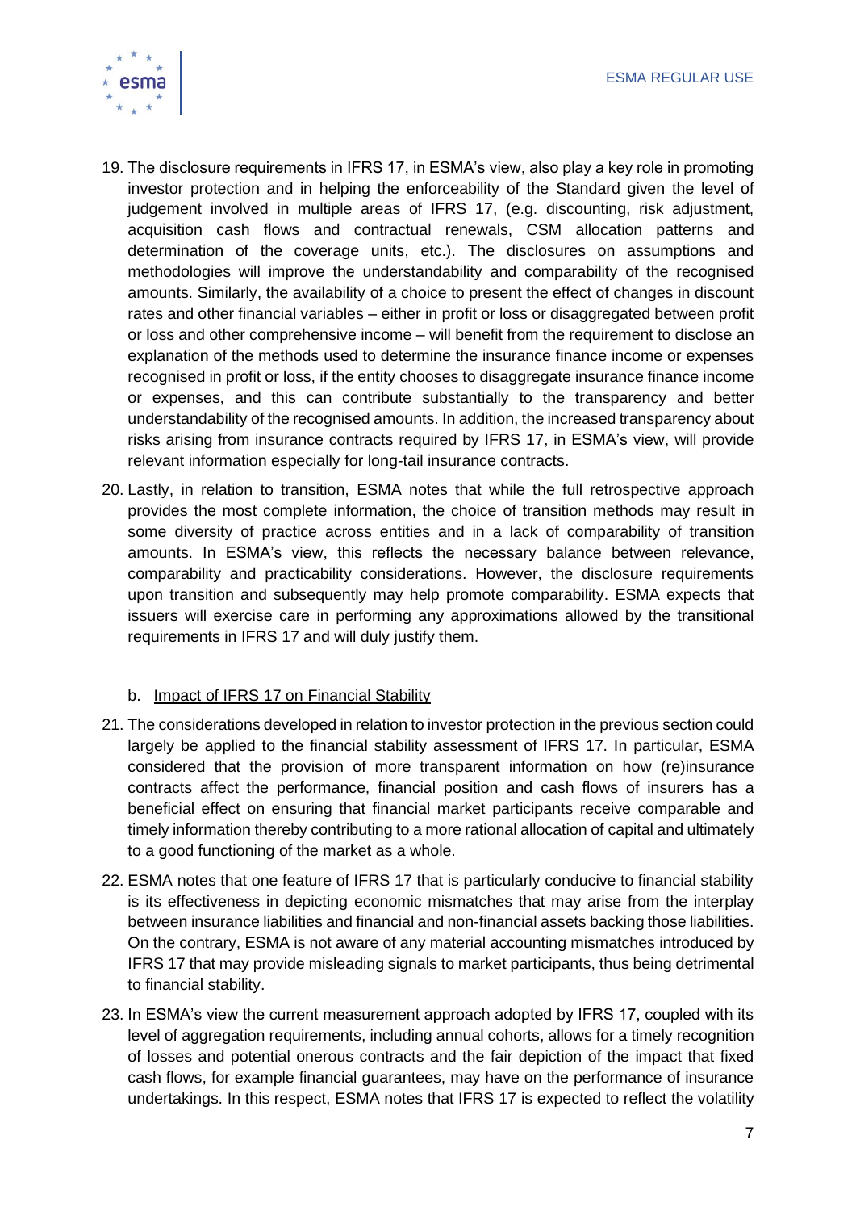19. The disclosure requirements in IFRS 17, in ESMA's view, also play a key role in promoting investor protection and in helping the enforceability of the Standard given the level of judgement involved in multiple areas of IFRS 17, (e.g. discounting, risk adjustment, acquisition cash flows and contractual renewals, CSM allocation patterns and determination of the coverage units, etc.). The disclosures on assumptions and methodologies will improve the understandability and comparability of the recognised amounts. Similarly, the availability of a choice to present the effect of changes in discount rates and other financial variables – either in profit or loss or disaggregated between profit or loss and other comprehensive income – will benefit from the requirement to disclose an explanation of the methods used to determine the insurance finance income or expenses recognised in profit or loss, if the entity chooses to disaggregate insurance finance income or expenses, and this can contribute substantially to the transparency and better understandability of the recognised amounts. In addition, the increased transparency about risks arising from insurance contracts required by IFRS 17, in ESMA's view, will provide relevant information especially for long-tail insurance contracts.

20. Lastly, in relation to transition, ESMA notes that while the full retrospective approach provides the most complete information, the choice of transition methods may result in some diversity of practice across entities and in a lack of comparability of transition amounts. In ESMA's view, this reflects the necessary balance between relevance, comparability and practicability considerations. However, the disclosure requirements upon transition and subsequently may help promote comparability. ESMA expects that issuers will exercise care in performing any approximations allowed by the transitional requirements in IFRS 17 and will duly justify them.

b. Impact of IFRS 17 on Financial Stability

21. The considerations developed in relation to investor protection in the previous section could largely be applied to the financial stability assessment of IFRS 17. In particular, ESMA considered that the provision of more transparent information on how (re)insurance contracts affect the performance, financial position and cash flows of insurers has a beneficial effect on ensuring that financial market participants receive comparable and timely information thereby contributing to a more rational allocation of capital and ultimately to a good functioning of the market as a whole.

22. ESMA notes that one feature of IFRS 17 that is particularly conducive to financial stability is its effectiveness in depicting economic mismatches that may arise from the interplay between insurance liabilities and financial and non-financial assets backing those liabilities. On the contrary, ESMA is not aware of any material accounting mismatches introduced by IFRS 17 that may provide misleading signals to market participants, thus being detrimental to financial stability.

23. In ESMA's view the current measurement approach adopted by IFRS 17, coupled with its level of aggregation requirements, including annual cohorts, allows for a timely recognition of losses and potential onerous contracts and the fair depiction of the impact that fixed cash flows, for example financial guarantees, may have on the performance of insurance undertakings. In this respect, ESMA notes that IFRS 17 is expected to reflect the volatility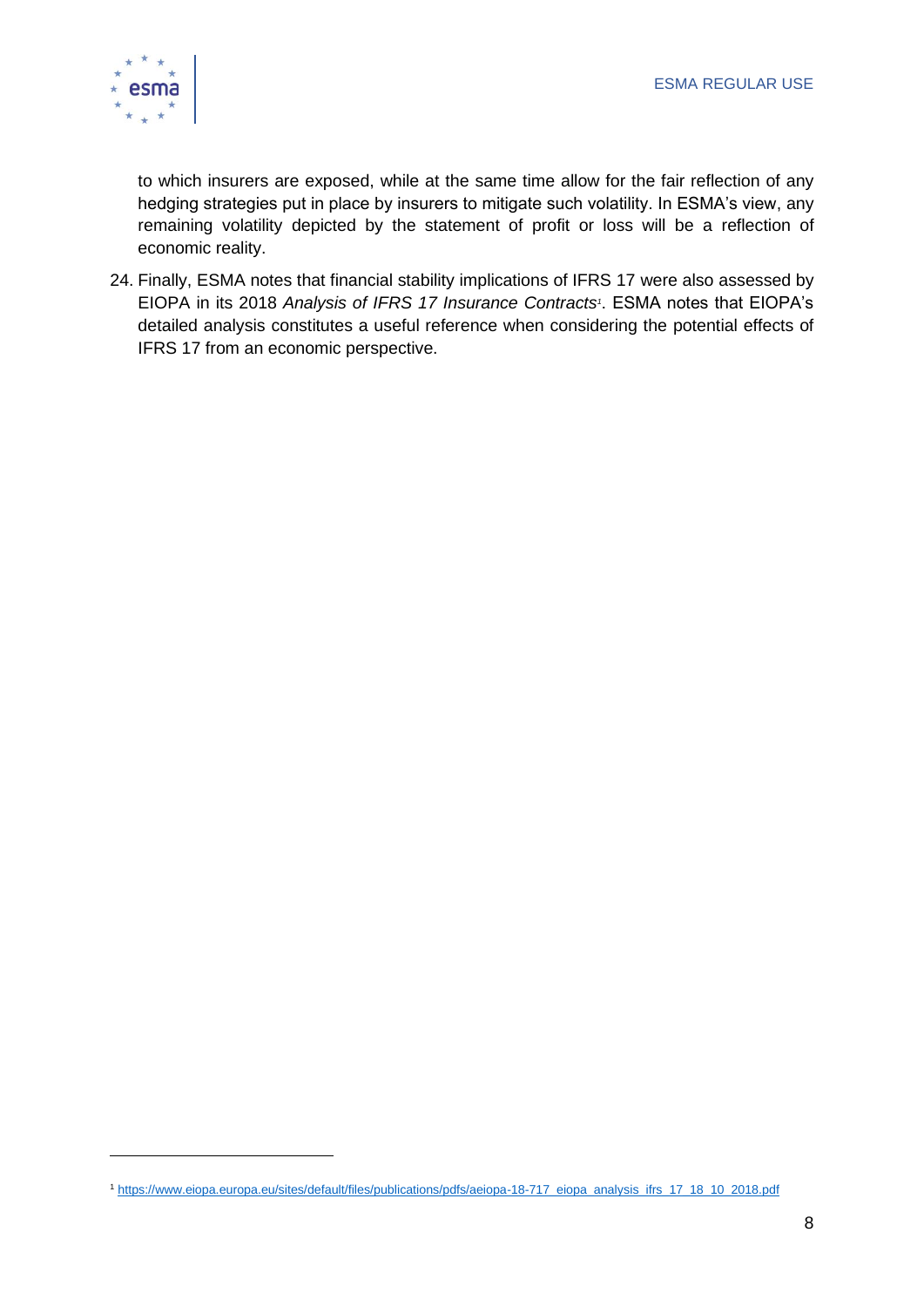to which insurers are exposed, while at the same time allow for the fair reflection of any hedging strategies put in place by insurers to mitigate such volatility. In ESMA's view, any remaining volatility depicted by the statement of profit or loss will be a reflection of economic reality.

24. Finally, ESMA notes that financial stability implications of IFRS 17 were also assessed by EIOPA in its 2018 *Analysis of IFRS 17 Insurance Contracts*[1]. ESMA notes that EIOPA's detailed analysis constitutes a useful reference when considering the potential effects of IFRS 17 from an economic perspective.

---

[1] https://www.eiopa.europa.eu/sites/default/files/publications/pdfs/aeiopa-18-717_eiopa_analysis_ifrs_17_18_10_2018.pdf